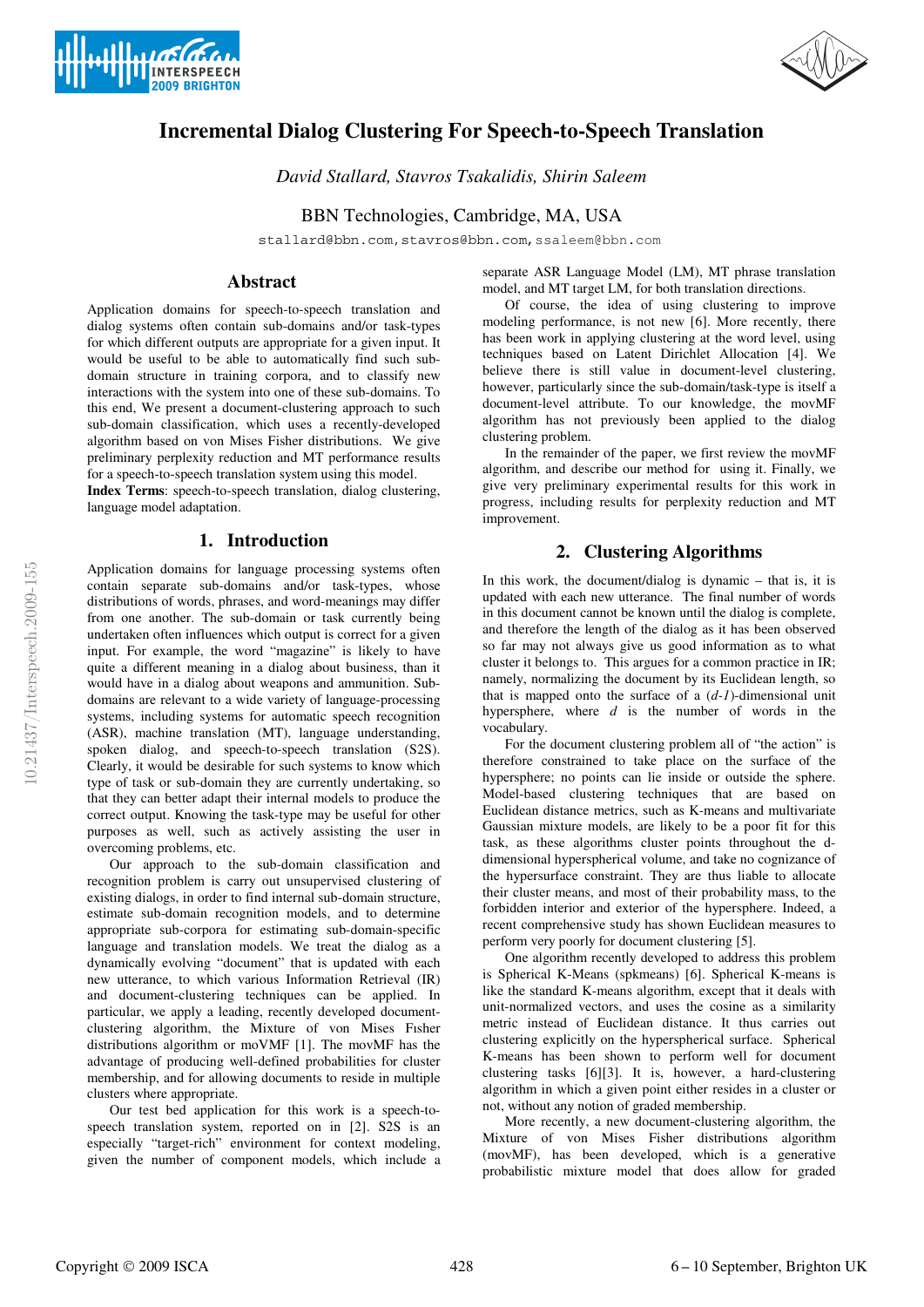# Incremental Dialog Clustering For Speech-to-Speech Translation

*David Stallard, Stavros Tsakalidis, Shirin Saleem*

BBN Technologies, Cambridge, MA, USA

stallard@bbn.com, stavros@bbn.com, ssaleem@bbn.com

## Abstract

Application domains for speech-to-speech translation and dialog systems often contain sub-domains and/or task-types for which different outputs are appropriate for a given input. It would be useful to be able to automatically find such sub-domain structure in training corpora, and to classify new interactions with the system into one of these sub-domains. To this end, We present a document-clustering approach to such sub-domain classification, which uses a recently-developed algorithm based on von Mises Fisher distributions. We give preliminary perplexity reduction and MT performance results for a speech-to-speech translation system using this model.

**Index Terms**: speech-to-speech translation, dialog clustering, language model adaptation.

## 1. Introduction

Application domains for language processing systems often contain separate sub-domains and/or task-types, whose distributions of words, phrases, and word-meanings may differ from one another. The sub-domain or task currently being undertaken often influences which output is correct for a given input. For example, the word "magazine" is likely to have quite a different meaning in a dialog about business, than it would have in a dialog about weapons and ammunition. Sub-domains are relevant to a wide variety of language-processing systems, including systems for automatic speech recognition (ASR), machine translation (MT), language understanding, spoken dialog, and speech-to-speech translation (S2S). Clearly, it would be desirable for such systems to know which type of task or sub-domain they are currently undertaking, so that they can better adapt their internal models to produce the correct output. Knowing the task-type may be useful for other purposes as well, such as actively assisting the user in overcoming problems, etc.

Our approach to the sub-domain classification and recognition problem is carry out unsupervised clustering of existing dialogs, in order to find internal sub-domain structure, estimate sub-domain recognition models, and to determine appropriate sub-corpora for estimating sub-domain-specific language and translation models. We treat the dialog as a dynamically evolving "document" that is updated with each new utterance, to which various Information Retrieval (IR) and document-clustering techniques can be applied. In particular, we apply a leading, recently developed document-clustering algorithm, the Mixture of von Mises Fisher distributions algorithm or moVMF [1]. The movMF has the advantage of producing well-defined probabilities for cluster membership, and for allowing documents to reside in multiple clusters where appropriate.

Our test bed application for this work is a speech-to-speech translation system, reported on in [2]. S2S is an especially "target-rich" environment for context modeling, given the number of component models, which include a separate ASR Language Model (LM), MT phrase translation model, and MT target LM, for both translation directions.

Of course, the idea of using clustering to improve modeling performance, is not new [6]. More recently, there has been work in applying clustering at the word level, using techniques based on Latent Dirichlet Allocation [4]. We believe there is still value in document-level clustering, however, particularly since the sub-domain/task-type is itself a document-level attribute. To our knowledge, the movMF algorithm has not previously been applied to the dialog clustering problem.

In the remainder of the paper, we first review the movMF algorithm, and describe our method for using it. Finally, we give very preliminary experimental results for this work in progress, including results for perplexity reduction and MT improvement.

## 2. Clustering Algorithms

In this work, the document/dialog is dynamic – that is, it is updated with each new utterance. The final number of words in this document cannot be known until the dialog is complete, and therefore the length of the dialog as it has been observed so far may not always give us good information as to what cluster it belongs to. This argues for a common practice in IR; namely, normalizing the document by its Euclidean length, so that is mapped onto the surface of a $(d\text{-}1)$-dimensional unit hypersphere, where $d$ is the number of words in the vocabulary.

For the document clustering problem all of "the action" is therefore constrained to take place on the surface of the hypersphere; no points can lie inside or outside the sphere. Model-based clustering techniques that are based on Euclidean distance metrics, such as K-means and multivariate Gaussian mixture models, are likely to be a poor fit for this task, as these algorithms cluster points throughout the d-dimensional hyperspherical volume, and take no cognizance of the hypersurface constraint. They are thus liable to allocate their cluster means, and most of their probability mass, to the forbidden interior and exterior of the hypersphere. Indeed, a recent comprehensive study has shown Euclidean measures to perform very poorly for document clustering [5].

One algorithm recently developed to address this problem is Spherical K-Means (spkmeans) [6]. Spherical K-means is like the standard K-means algorithm, except that it deals with unit-normalized vectors, and uses the cosine as a similarity metric instead of Euclidean distance. It thus carries out clustering explicitly on the hyperspherical surface. Spherical K-means has been shown to perform well for document clustering tasks [6][3]. It is, however, a hard-clustering algorithm in which a given point either resides in a cluster or not, without any notion of graded membership.

More recently, a new document-clustering algorithm, the Mixture of von Mises Fisher distributions algorithm (movMF), has been developed, which is a generative probabilistic mixture model that does allow for graded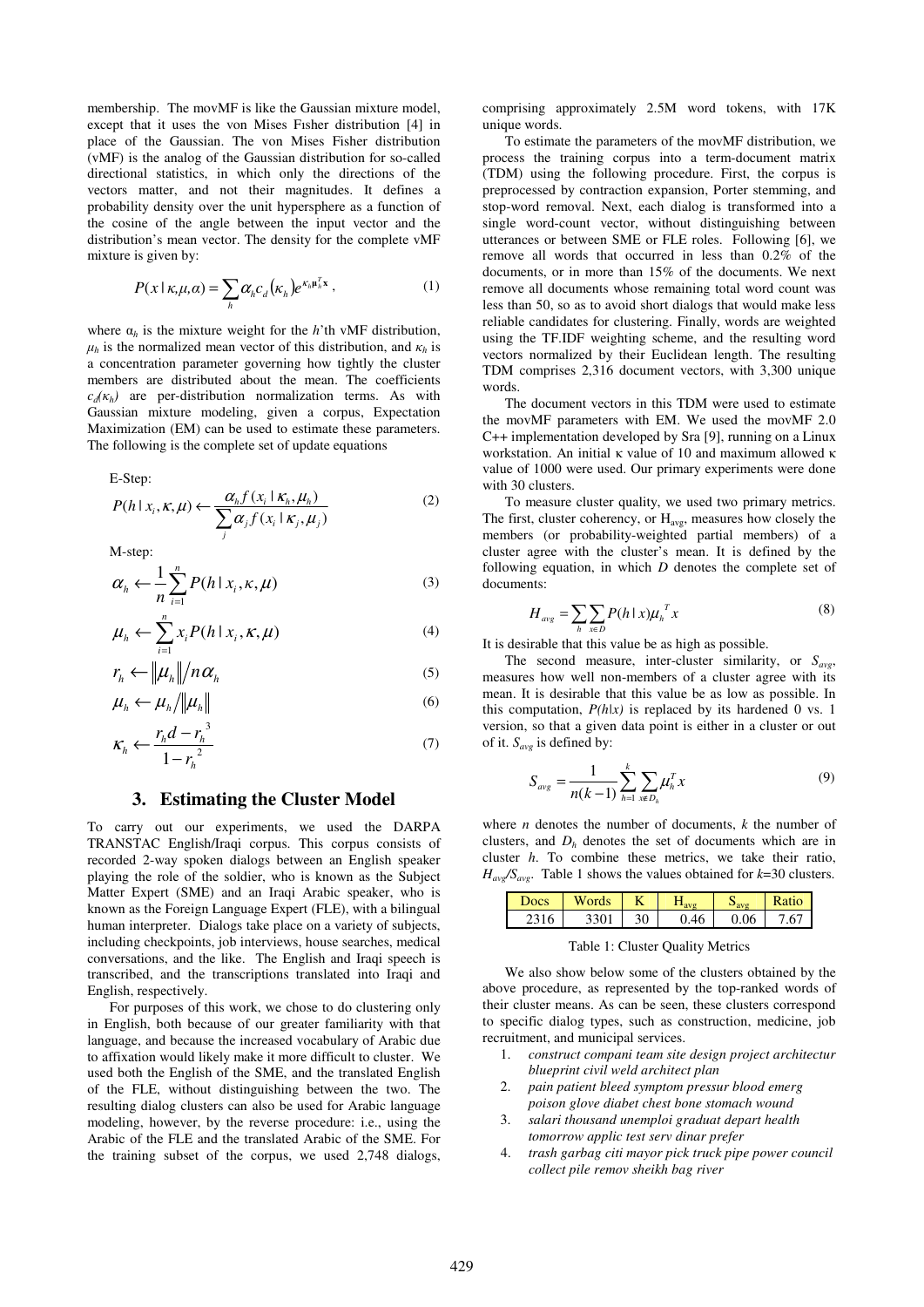membership. The movMF is like the Gaussian mixture model, except that it uses the von Mises Fisher distribution [4] in place of the Gaussian. The von Mises Fisher distribution (vMF) is the analog of the Gaussian distribution for so-called directional statistics, in which only the directions of the vectors matter, and not their magnitudes. It defines a probability density over the unit hypersphere as a function of the cosine of the angle between the input vector and the distribution's mean vector. The density for the complete vMF mixture is given by:

$$P(x \mid \kappa, \mu, \alpha) = \sum_h \alpha_h c_d(\kappa_h) e^{\kappa_h \mu_h^T x}, \quad (1)$$

where $\alpha_h$ is the mixture weight for the $h$'th vMF distribution, $\mu_h$ is the normalized mean vector of this distribution, and $\kappa_h$ is a concentration parameter governing how tightly the cluster members are distributed about the mean. The coefficients $c_d(\kappa_h)$ are per-distribution normalization terms. As with Gaussian mixture modeling, given a corpus, Expectation Maximization (EM) can be used to estimate these parameters. The following is the complete set of update equations

E-Step:

$$P(h \mid x_i, \kappa, \mu) \leftarrow \frac{\alpha_h f(x_i \mid \kappa_h, \mu_h)}{\sum_j \alpha_j f(x_i \mid \kappa_j, \mu_j)} \quad (2)$$

M-step:

$$\alpha_h \leftarrow \frac{1}{n} \sum_{i=1}^{n} P(h \mid x_i, \kappa, \mu) \quad (3)$$

$$\mu_h \leftarrow \sum_{i=1}^{n} x_i P(h \mid x_i, \kappa, \mu) \quad (4)$$

$$r_h \leftarrow \|\mu_h\| / n\alpha_h \quad (5)$$

$$\mu_h \leftarrow \mu_h / \|\mu_h\| \quad (6)$$

$$\kappa_h \leftarrow \frac{r_h d - r_h^3}{1 - r_h^2} \quad (7)$$

## 3. Estimating the Cluster Model

To carry out our experiments, we used the DARPA TRANSTAC English/Iraqi corpus. This corpus consists of recorded 2-way spoken dialogs between an English speaker playing the role of the soldier, who is known as the Subject Matter Expert (SME) and an Iraqi Arabic speaker, who is known as the Foreign Language Expert (FLE), with a bilingual human interpreter. Dialogs take place on a variety of subjects, including checkpoints, job interviews, house searches, medical conversations, and the like. The English and Iraqi speech is transcribed, and the transcriptions translated into Iraqi and English, respectively.

For purposes of this work, we chose to do clustering only in English, both because of our greater familiarity with that language, and because the increased vocabulary of Arabic due to affixation would likely make it more difficult to cluster. We used both the English of the SME, and the translated English of the FLE, without distinguishing between the two. The resulting dialog clusters can also be used for Arabic language modeling, however, by the reverse procedure: i.e., using the Arabic of the FLE and the translated Arabic of the SME. For the training subset of the corpus, we used 2,748 dialogs, comprising approximately 2.5M word tokens, with 17K unique words.

To estimate the parameters of the movMF distribution, we process the training corpus into a term-document matrix (TDM) using the following procedure. First, the corpus is preprocessed by contraction expansion, Porter stemming, and stop-word removal. Next, each dialog is transformed into a single word-count vector, without distinguishing between utterances or between SME or FLE roles. Following [6], we remove all words that occurred in less than 0.2% of the documents, or in more than 15% of the documents. We next remove all documents whose remaining total word count was less than 50, so as to avoid short dialogs that would make less reliable candidates for clustering. Finally, words are weighted using the TF.IDF weighting scheme, and the resulting word vectors normalized by their Euclidean length. The resulting TDM comprises 2,316 document vectors, with 3,300 unique words.

The document vectors in this TDM were used to estimate the movMF parameters with EM. We used the movMF 2.0 C++ implementation developed by Sra [9], running on a Linux workstation. An initial κ value of 10 and maximum allowed κ value of 1000 were used. Our primary experiments were done with 30 clusters.

To measure cluster quality, we used two primary metrics. The first, cluster coherency, or $H_{avg}$, measures how closely the members (or probability-weighted partial members) of a cluster agree with the cluster's mean. It is defined by the following equation, in which $D$ denotes the complete set of documents:

$$H_{avg} = \sum_h \sum_{x \in D} P(h \mid x) \mu_h^T x \quad (8)$$

It is desirable that this value be as high as possible.

The second measure, inter-cluster similarity, or $S_{avg}$, measures how well non-members of a cluster agree with its mean. It is desirable that this value be as low as possible. In this computation, $P(h|x)$ is replaced by its hardened 0 vs. 1 version, so that a given data point is either in a cluster or out of it. $S_{avg}$ is defined by:

$$S_{avg} = \frac{1}{n(k-1)} \sum_{h=1}^{k} \sum_{x \notin D_h} \mu_h^T x \quad (9)$$

where $n$ denotes the number of documents, $k$ the number of clusters, and $D_h$ denotes the set of documents which are in cluster $h$. To combine these metrics, we take their ratio, $H_{avg}/S_{avg}$. Table 1 shows the values obtained for $k$=30 clusters.

| Docs | Words | K | $H_{avg}$ | $S_{avg}$ | Ratio |
|---|---|---|---|---|---|
| 2316 | 3301 | 30 | 0.46 | 0.06 | 7.67 |

Table 1: Cluster Quality Metrics

We also show below some of the clusters obtained by the above procedure, as represented by the top-ranked words of their cluster means. As can be seen, these clusters correspond to specific dialog types, such as construction, medicine, job recruitment, and municipal services.

1. *construct compani team site design project architectur blueprint civil weld architect plan*
2. *pain patient bleed symptom pressur blood emerg poison glove diabet chest bone stomach wound*
3. *salari thousand unemploi graduat depart health tomorrow applic test serv dinar prefer*
4. *trash garbag citi mayor pick truck pipe power council collect pile remov sheikh bag river*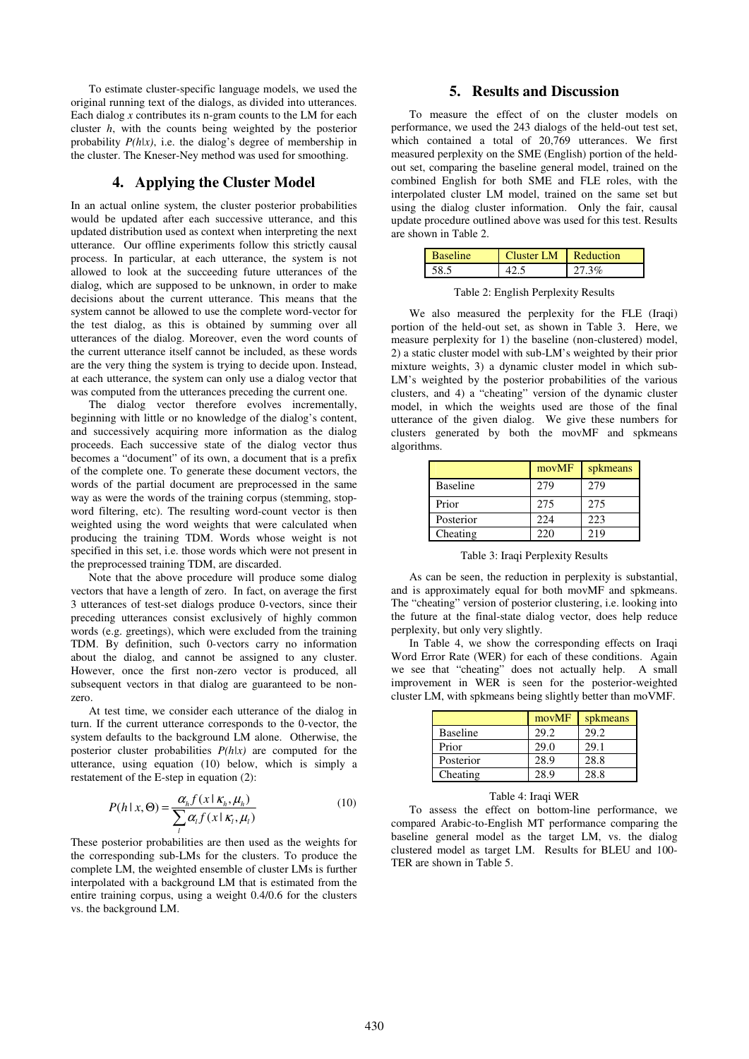To estimate cluster-specific language models, we used the original running text of the dialogs, as divided into utterances. Each dialog $x$ contributes its n-gram counts to the LM for each cluster $h$, with the counts being weighted by the posterior probability $P(h|x)$, i.e. the dialog's degree of membership in the cluster. The Kneser-Ney method was used for smoothing.

## 4. Applying the Cluster Model

In an actual online system, the cluster posterior probabilities would be updated after each successive utterance, and this updated distribution used as context when interpreting the next utterance. Our offline experiments follow this strictly causal process. In particular, at each utterance, the system is not allowed to look at the succeeding future utterances of the dialog, which are supposed to be unknown, in order to make decisions about the current utterance. This means that the system cannot be allowed to use the complete word-vector for the test dialog, as this is obtained by summing over all utterances of the dialog. Moreover, even the word counts of the current utterance itself cannot be included, as these words are the very thing the system is trying to decide upon. Instead, at each utterance, the system can only use a dialog vector that was computed from the utterances preceding the current one.

The dialog vector therefore evolves incrementally, beginning with little or no knowledge of the dialog's content, and successively acquiring more information as the dialog proceeds. Each successive state of the dialog vector thus becomes a "document" of its own, a document that is a prefix of the complete one. To generate these document vectors, the words of the partial document are preprocessed in the same way as were the words of the training corpus (stemming, stop-word filtering, etc). The resulting word-count vector is then weighted using the word weights that were calculated when producing the training TDM. Words whose weight is not specified in this set, i.e. those words which were not present in the preprocessed training TDM, are discarded.

Note that the above procedure will produce some dialog vectors that have a length of zero. In fact, on average the first 3 utterances of test-set dialogs produce 0-vectors, since their preceding utterances consist exclusively of highly common words (e.g. greetings), which were excluded from the training TDM. By definition, such 0-vectors carry no information about the dialog, and cannot be assigned to any cluster. However, once the first non-zero vector is produced, all subsequent vectors in that dialog are guaranteed to be non-zero.

At test time, we consider each utterance of the dialog in turn. If the current utterance corresponds to the 0-vector, the system defaults to the background LM alone. Otherwise, the posterior cluster probabilities $P(h|x)$ are computed for the utterance, using equation (10) below, which is simply a restatement of the E-step in equation (2):

$$P(h \mid x, \Theta) = \frac{\alpha_h f(x \mid \kappa_h, \mu_h)}{\sum_l \alpha_l f(x \mid \kappa_l, \mu_l)} \tag{10}$$

These posterior probabilities are then used as the weights for the corresponding sub-LMs for the clusters. To produce the complete LM, the weighted ensemble of cluster LMs is further interpolated with a background LM that is estimated from the entire training corpus, using a weight 0.4/0.6 for the clusters vs. the background LM.

## 5. Results and Discussion

To measure the effect of on the cluster models on performance, we used the 243 dialogs of the held-out test set, which contained a total of 20,769 utterances. We first measured perplexity on the SME (English) portion of the held-out set, comparing the baseline general model, trained on the combined English for both SME and FLE roles, with the interpolated cluster LM model, trained on the same set but using the dialog cluster information. Only the fair, causal update procedure outlined above was used for this test. Results are shown in Table 2.

| Baseline | Cluster LM | Reduction |
|---|---|---|
| 58.5 | 42.5 | 27.3% |

Table 2: English Perplexity Results

We also measured the perplexity for the FLE (Iraqi) portion of the held-out set, as shown in Table 3. Here, we measure perplexity for 1) the baseline (non-clustered) model, 2) a static cluster model with sub-LM's weighted by their prior mixture weights, 3) a dynamic cluster model in which sub-LM's weighted by the posterior probabilities of the various clusters, and 4) a "cheating" version of the dynamic cluster model, in which the weights used are those of the final utterance of the given dialog. We give these numbers for clusters generated by both the movMF and spkmeans algorithms.

| | movMF | spkmeans |
|---|---|---|
| Baseline | 279 | 279 |
| Prior | 275 | 275 |
| Posterior | 224 | 223 |
| Cheating | 220 | 219 |

Table 3: Iraqi Perplexity Results

As can be seen, the reduction in perplexity is substantial, and is approximately equal for both movMF and spkmeans. The "cheating" version of posterior clustering, i.e. looking into the future at the final-state dialog vector, does help reduce perplexity, but only very slightly.

In Table 4, we show the corresponding effects on Iraqi Word Error Rate (WER) for each of these conditions. Again we see that "cheating" does not actually help. A small improvement in WER is seen for the posterior-weighted cluster LM, with spkmeans being slightly better than moVMF.

| | movMF | spkmeans |
|---|---|---|
| Baseline | 29.2 | 29.2 |
| Prior | 29.0 | 29.1 |
| Posterior | 28.9 | 28.8 |
| Cheating | 28.9 | 28.8 |

Table 4: Iraqi WER

To assess the effect on bottom-line performance, we compared Arabic-to-English MT performance comparing the baseline general model as the target LM, vs. the dialog clustered model as target LM. Results for BLEU and 100-TER are shown in Table 5.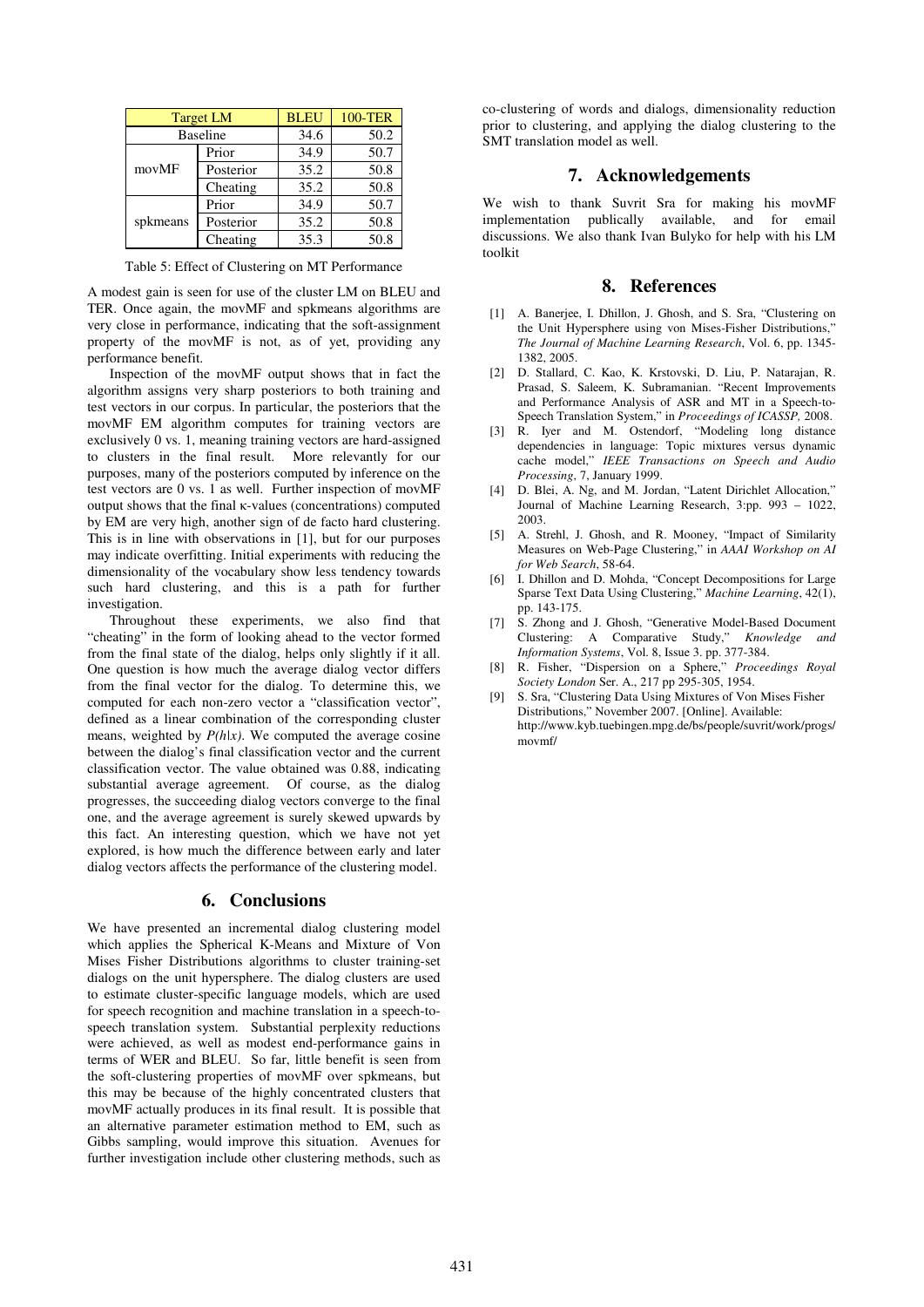| Target LM | | BLEU | 100-TER |
|---|---|---|---|
| Baseline | | 34.6 | 50.2 |
| movMF | Prior | 34.9 | 50.7 |
| | Posterior | 35.2 | 50.8 |
| | Cheating | 35.2 | 50.8 |
| spkmeans | Prior | 34.9 | 50.7 |
| | Posterior | 35.2 | 50.8 |
| | Cheating | 35.3 | 50.8 |

Table 5: Effect of Clustering on MT Performance

A modest gain is seen for use of the cluster LM on BLEU and TER. Once again, the movMF and spkmeans algorithms are very close in performance, indicating that the soft-assignment property of the movMF is not, as of yet, providing any performance benefit.

Inspection of the movMF output shows that in fact the algorithm assigns very sharp posteriors to both training and test vectors in our corpus. In particular, the posteriors that the movMF EM algorithm computes for training vectors are exclusively 0 vs. 1, meaning training vectors are hard-assigned to clusters in the final result. More relevantly for our purposes, many of the posteriors computed by inference on the test vectors are 0 vs. 1 as well. Further inspection of movMF output shows that the final κ-values (concentrations) computed by EM are very high, another sign of de facto hard clustering. This is in line with observations in [1], but for our purposes may indicate overfitting. Initial experiments with reducing the dimensionality of the vocabulary show less tendency towards such hard clustering, and this is a path for further investigation.

Throughout these experiments, we also find that "cheating" in the form of looking ahead to the vector formed from the final state of the dialog, helps only slightly if it all. One question is how much the average dialog vector differs from the final vector for the dialog. To determine this, we computed for each non-zero vector a "classification vector", defined as a linear combination of the corresponding cluster means, weighted by $P(h|x)$. We computed the average cosine between the dialog's final classification vector and the current classification vector. The value obtained was 0.88, indicating substantial average agreement. Of course, as the dialog progresses, the succeeding dialog vectors converge to the final one, and the average agreement is surely skewed upwards by this fact. An interesting question, which we have not yet explored, is how much the difference between early and later dialog vectors affects the performance of the clustering model.

## 6. Conclusions

We have presented an incremental dialog clustering model which applies the Spherical K-Means and Mixture of Von Mises Fisher Distributions algorithms to cluster training-set dialogs on the unit hypersphere. The dialog clusters are used to estimate cluster-specific language models, which are used for speech recognition and machine translation in a speech-to-speech translation system. Substantial perplexity reductions were achieved, as well as modest end-performance gains in terms of WER and BLEU. So far, little benefit is seen from the soft-clustering properties of movMF over spkmeans, but this may be because of the highly concentrated clusters that movMF actually produces in its final result. It is possible that an alternative parameter estimation method to EM, such as Gibbs sampling, would improve this situation. Avenues for further investigation include other clustering methods, such as co-clustering of words and dialogs, dimensionality reduction prior to clustering, and applying the dialog clustering to the SMT translation model as well.

## 7. Acknowledgements

We wish to thank Suvrit Sra for making his movMF implementation publically available, and for email discussions. We also thank Ivan Bulyko for help with his LM toolkit

## 8. References

[1] A. Banerjee, I. Dhillon, J. Ghosh, and S. Sra, "Clustering on the Unit Hypersphere using von Mises-Fisher Distributions," *The Journal of Machine Learning Research*, Vol. 6, pp. 1345-1382, 2005.

[2] D. Stallard, C. Kao, K. Krstovski, D. Liu, P. Natarajan, R. Prasad, S. Saleem, K. Subramanian. "Recent Improvements and Performance Analysis of ASR and MT in a Speech-to-Speech Translation System," in *Proceedings of ICASSP,* 2008.

[3] R. Iyer and M. Ostendorf, "Modeling long distance dependencies in language: Topic mixtures versus dynamic cache model," *IEEE Transactions on Speech and Audio Processing*, 7, January 1999.

[4] D. Blei, A. Ng, and M. Jordan, "Latent Dirichlet Allocation," Journal of Machine Learning Research, 3:pp. 993 – 1022, 2003.

[5] A. Strehl, J. Ghosh, and R. Mooney, "Impact of Similarity Measures on Web-Page Clustering," in *AAAI Workshop on AI for Web Search*, 58-64.

[6] I. Dhillon and D. Mohda, "Concept Decompositions for Large Sparse Text Data Using Clustering," *Machine Learning*, 42(1), pp. 143-175.

[7] S. Zhong and J. Ghosh, "Generative Model-Based Document Clustering: A Comparative Study," *Knowledge and Information Systems*, Vol. 8, Issue 3. pp. 377-384.

[8] R. Fisher, "Dispersion on a Sphere," *Proceedings Royal Society London* Ser. A., 217 pp 295-305, 1954.

[9] S. Sra, "Clustering Data Using Mixtures of Von Mises Fisher Distributions," November 2007. [Online]. Available: http://www.kyb.tuebingen.mpg.de/bs/people/suvrit/work/progs/movmf/